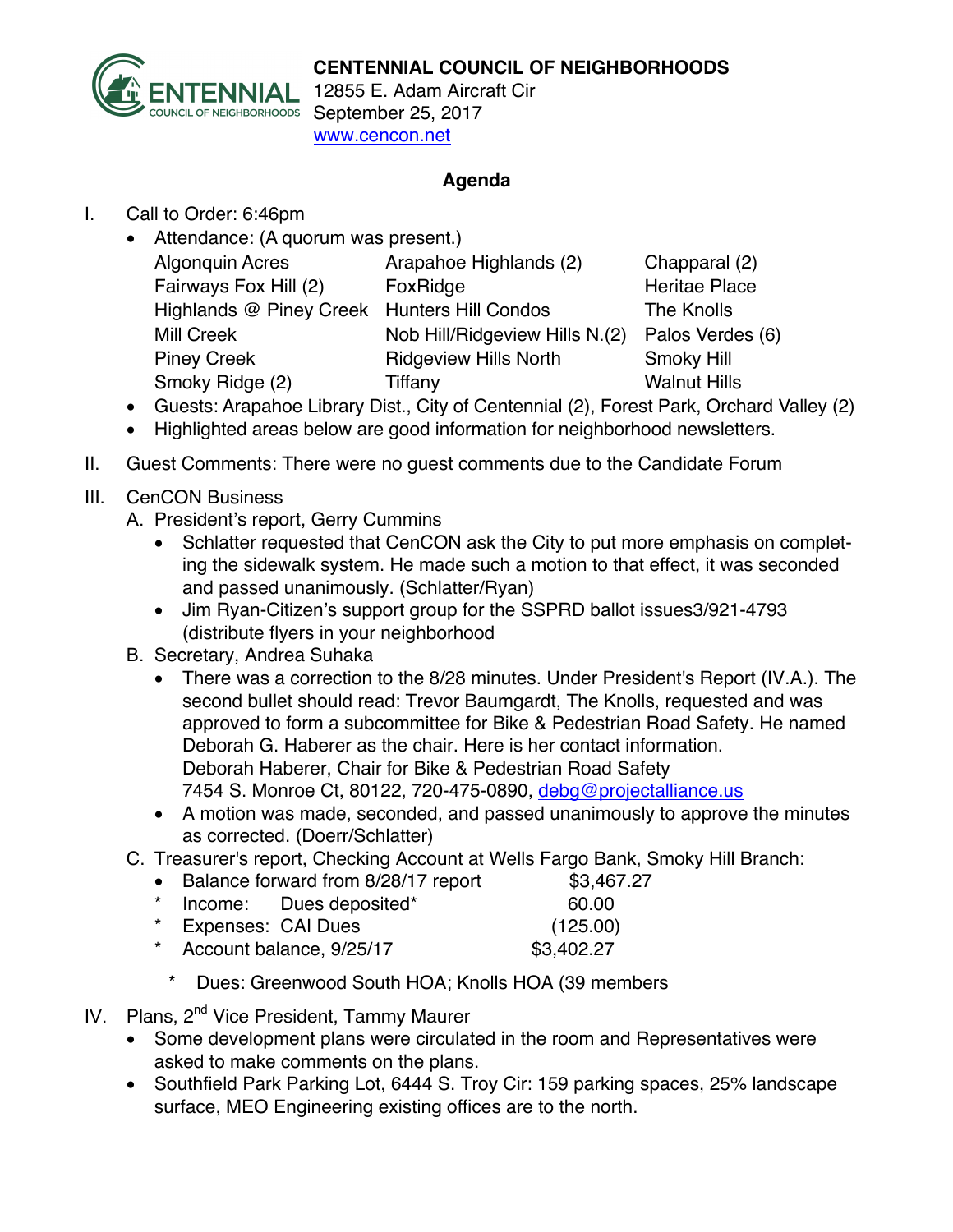**CENTENNIAL COUNCIL OF NEIGHBORHOODS**
12855 E. Adam Aircraft Cir
September 25, 2017
www.cencon.net

## Agenda

I. Call to Order: 6:46pm

- Attendance: (A quorum was present.)

| | | |
|---|---|---|
| Algonquin Acres | Arapahoe Highlands (2) | Chapparal (2) |
| Fairways Fox Hill (2) | FoxRidge | Heritae Place |
| Highlands @ Piney Creek | Hunters Hill Condos | The Knolls |
| Mill Creek | Nob Hill/Ridgeview Hills N.(2) | Palos Verdes (6) |
| Piney Creek | Ridgeview Hills North | Smoky Hill |
| Smoky Ridge (2) | Tiffany | Walnut Hills |

- Guests: Arapahoe Library Dist., City of Centennial (2), Forest Park, Orchard Valley (2)
- Highlighted areas below are good information for neighborhood newsletters.

II. Guest Comments: There were no guest comments due to the Candidate Forum

III. CenCON Business

A. President's report, Gerry Cummins

- Schlatter requested that CenCON ask the City to put more emphasis on completing the sidewalk system. He made such a motion to that effect, it was seconded and passed unanimously. (Schlatter/Ryan)
- Jim Ryan-Citizen's support group for the SSPRD ballot issues3/921-4793 (distribute flyers in your neighborhood

B. Secretary, Andrea Suhaka

- There was a correction to the 8/28 minutes. Under President's Report (IV.A.). The second bullet should read: Trevor Baumgardt, The Knolls, requested and was approved to form a subcommittee for Bike & Pedestrian Road Safety. He named Deborah G. Haberer as the chair. Here is her contact information.
  Deborah Haberer, Chair for Bike & Pedestrian Road Safety
  7454 S. Monroe Ct, 80122, 720-475-0890, debg@projectalliance.us
- A motion was made, seconded, and passed unanimously to approve the minutes as corrected. (Doerr/Schlatter)

C. Treasurer's report, Checking Account at Wells Fargo Bank, Smoky Hill Branch:

- Balance forward from 8/28/17 report $3,467.27
- \* Income: Dues deposited\* 60.00
- \* Expenses: CAI Dues (125.00)
- \* Account balance, 9/25/17 $3,402.27

  \* Dues: Greenwood South HOA; Knolls HOA (39 members

IV. Plans, 2nd Vice President, Tammy Maurer

- Some development plans were circulated in the room and Representatives were asked to make comments on the plans.
- Southfield Park Parking Lot, 6444 S. Troy Cir: 159 parking spaces, 25% landscape surface, MEO Engineering existing offices are to the north.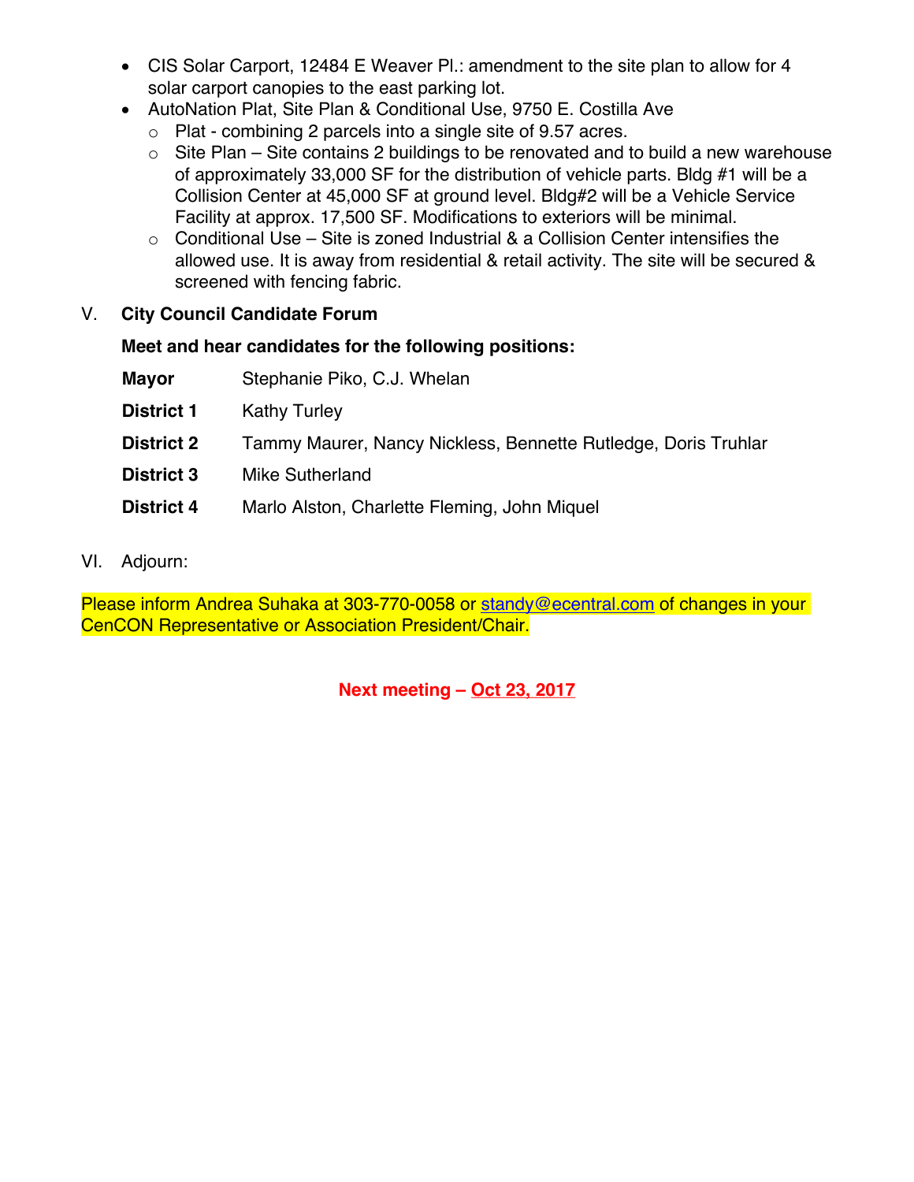- CIS Solar Carport, 12484 E Weaver Pl.: amendment to the site plan to allow for 4 solar carport canopies to the east parking lot.
- AutoNation Plat, Site Plan & Conditional Use, 9750 E. Costilla Ave
  - Plat - combining 2 parcels into a single site of 9.57 acres.
  - Site Plan – Site contains 2 buildings to be renovated and to build a new warehouse of approximately 33,000 SF for the distribution of vehicle parts. Bldg #1 will be a Collision Center at 45,000 SF at ground level. Bldg#2 will be a Vehicle Service Facility at approx. 17,500 SF. Modifications to exteriors will be minimal.
  - Conditional Use – Site is zoned Industrial & a Collision Center intensifies the allowed use. It is away from residential & retail activity. The site will be secured & screened with fencing fabric.

V. **City Council Candidate Forum**

**Meet and hear candidates for the following positions:**

| | |
|---|---|
| **Mayor** | Stephanie Piko, C.J. Whelan |
| **District 1** | Kathy Turley |
| **District 2** | Tammy Maurer, Nancy Nickless, Bennette Rutledge, Doris Truhlar |
| **District 3** | Mike Sutherland |
| **District 4** | Marlo Alston, Charlette Fleming, John Miquel |

VI. Adjourn:

Please inform Andrea Suhaka at 303-770-0058 or standy@ecentral.com of changes in your CenCON Representative or Association President/Chair.

**Next meeting – Oct 23, 2017**